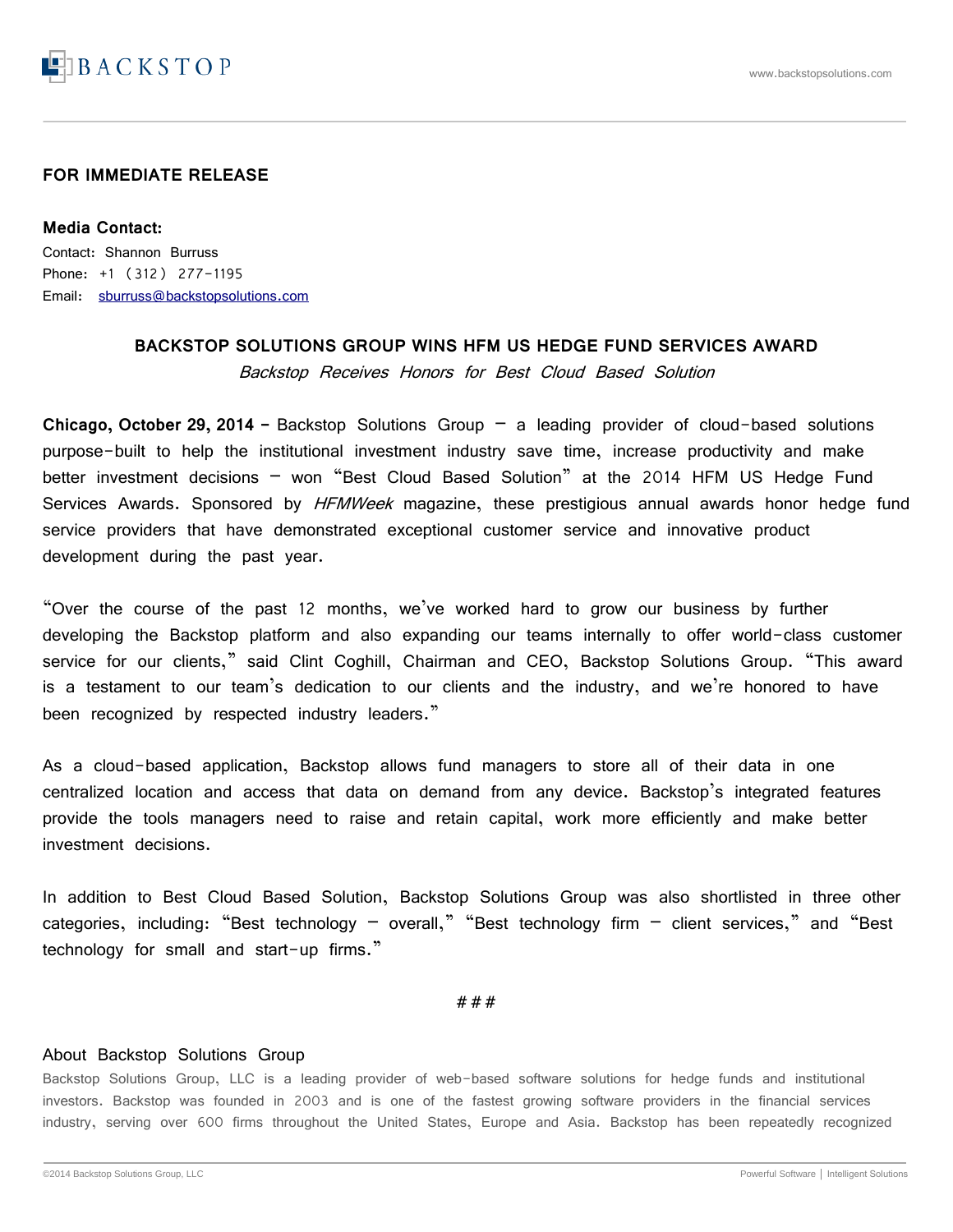BACKSTOP

www.backstopsolutions.com

**FOR IMMEDIATE RELEASE**

**Media Contact:**
Contact: Shannon Burruss
Phone: +1 (312) 277-1195
Email: sburruss@backstopsolutions.com

## BACKSTOP SOLUTIONS GROUP WINS HFM US HEDGE FUND SERVICES AWARD

*Backstop Receives Honors for Best Cloud Based Solution*

**Chicago, October 29, 2014 –** Backstop Solutions Group – a leading provider of cloud-based solutions purpose-built to help the institutional investment industry save time, increase productivity and make better investment decisions – won "Best Cloud Based Solution" at the 2014 HFM US Hedge Fund Services Awards. Sponsored by *HFMWeek* magazine, these prestigious annual awards honor hedge fund service providers that have demonstrated exceptional customer service and innovative product development during the past year.

"Over the course of the past 12 months, we've worked hard to grow our business by further developing the Backstop platform and also expanding our teams internally to offer world-class customer service for our clients," said Clint Coghill, Chairman and CEO, Backstop Solutions Group. "This award is a testament to our team's dedication to our clients and the industry, and we're honored to have been recognized by respected industry leaders."

As a cloud-based application, Backstop allows fund managers to store all of their data in one centralized location and access that data on demand from any device. Backstop's integrated features provide the tools managers need to raise and retain capital, work more efficiently and make better investment decisions.

In addition to Best Cloud Based Solution, Backstop Solutions Group was also shortlisted in three other categories, including: "Best technology – overall," "Best technology firm – client services," and "Best technology for small and start-up firms."

###

### About Backstop Solutions Group

Backstop Solutions Group, LLC is a leading provider of web-based software solutions for hedge funds and institutional investors. Backstop was founded in 2003 and is one of the fastest growing software providers in the financial services industry, serving over 600 firms throughout the United States, Europe and Asia. Backstop has been repeatedly recognized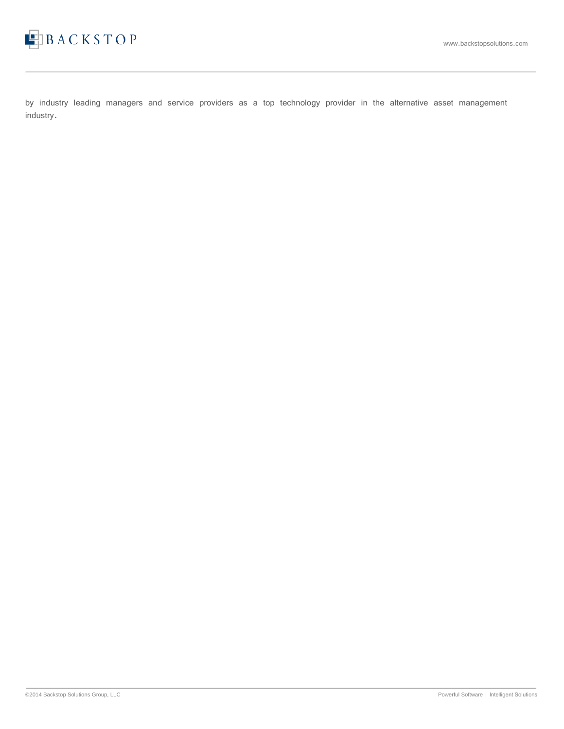by industry leading managers and service providers as a top technology provider in the alternative asset management industry.